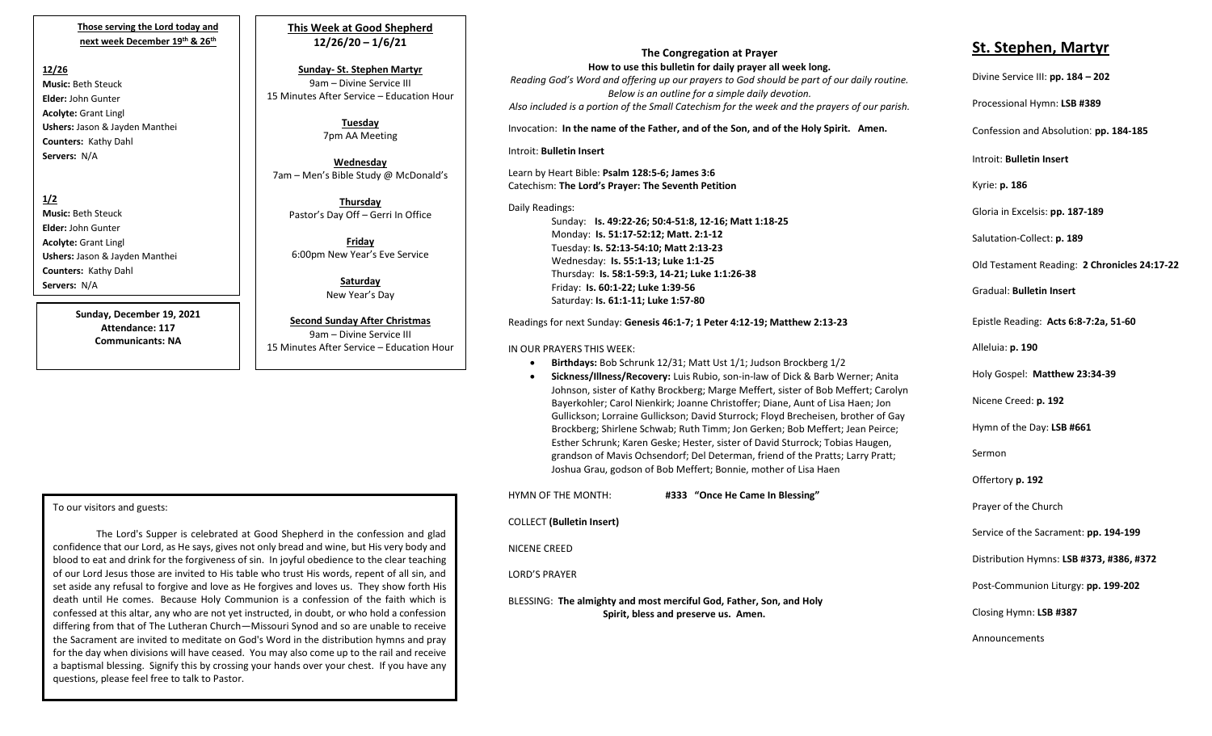**Those serving the Lord today and next week December 19th & 26th**

**12/26**
**Music:** Beth Steuck
**Elder:** John Gunter
**Acolyte:** Grant Lingl
**Ushers:** Jason & Jayden Manthei
**Counters:** Kathy Dahl
**Servers:** N/A

**1/2**
**Music:** Beth Steuck
**Elder:** John Gunter
**Acolyte:** Grant Lingl
**Ushers:** Jason & Jayden Manthei
**Counters:** Kathy Dahl
**Servers:** N/A

**Sunday, December 19, 2021**
**Attendance: 117**
**Communicants: NA**

## This Week at Good Shepherd
**12/26/20 – 1/6/21**

**Sunday- St. Stephen Martyr**
9am – Divine Service III
15 Minutes After Service – Education Hour

**Tuesday**
7pm AA Meeting

**Wednesday**
7am – Men's Bible Study @ McDonald's

**Thursday**
Pastor's Day Off – Gerri In Office

**Friday**
6:00pm New Year's Eve Service

**Saturday**
New Year's Day

**Second Sunday After Christmas**
9am – Divine Service III
15 Minutes After Service – Education Hour

To our visitors and guests:

The Lord's Supper is celebrated at Good Shepherd in the confession and glad confidence that our Lord, as He says, gives not only bread and wine, but His very body and blood to eat and drink for the forgiveness of sin. In joyful obedience to the clear teaching of our Lord Jesus those are invited to His table who trust His words, repent of all sin, and set aside any refusal to forgive and love as He forgives and loves us. They show forth His death until He comes. Because Holy Communion is a confession of the faith which is confessed at this altar, any who are not yet instructed, in doubt, or who hold a confession differing from that of The Lutheran Church—Missouri Synod and so are unable to receive the Sacrament are invited to meditate on God's Word in the distribution hymns and pray for the day when divisions will have ceased. You may also come up to the rail and receive a baptismal blessing. Signify this by crossing your hands over your chest. If you have any questions, please feel free to talk to Pastor.

## The Congregation at Prayer
**How to use this bulletin for daily prayer all week long.**
*Reading God's Word and offering up our prayers to God should be part of our daily routine. Below is an outline for a simple daily devotion. Also included is a portion of the Small Catechism for the week and the prayers of our parish.*

Invocation: **In the name of the Father, and of the Son, and of the Holy Spirit. Amen.**

Introit: **Bulletin Insert**

Learn by Heart Bible: **Psalm 128:5-6; James 3:6**
Catechism: **The Lord's Prayer: The Seventh Petition**

Daily Readings:
- Sunday: **Is. 49:22-26; 50:4-51:8, 12-16; Matt 1:18-25**
- Monday: **Is. 51:17-52:12; Matt. 2:1-12**
- Tuesday: **Is. 52:13-54:10; Matt 2:13-23**
- Wednesday: **Is. 55:1-13; Luke 1:1-25**
- Thursday: **Is. 58:1-59:3, 14-21; Luke 1:1:26-38**
- Friday: **Is. 60:1-22; Luke 1:39-56**
- Saturday: **Is. 61:1-11; Luke 1:57-80**

Readings for next Sunday: **Genesis 46:1-7; 1 Peter 4:12-19; Matthew 2:13-23**

IN OUR PRAYERS THIS WEEK:
- **Birthdays:** Bob Schrunk 12/31; Matt Ust 1/1; Judson Brockberg 1/2
- **Sickness/Illness/Recovery:** Luis Rubio, son-in-law of Dick & Barb Werner; Anita Johnson, sister of Kathy Brockberg; Marge Meffert, sister of Bob Meffert; Carolyn Bayerkohler; Carol Nienkirk; Joanne Christoffer; Diane, Aunt of Lisa Haen; Jon Gullickson; Lorraine Gullickson; David Sturrock; Floyd Brecheisen, brother of Gay Brockberg; Shirlene Schwab; Ruth Timm; Jon Gerken; Bob Meffert; Jean Peirce; Esther Schrunk; Karen Geske; Hester, sister of David Sturrock; Tobias Haugen, grandson of Mavis Ochsendorf; Del Determan, friend of the Pratts; Larry Pratt; Joshua Grau, godson of Bob Meffert; Bonnie, mother of Lisa Haen

HYMN OF THE MONTH: **#333 "Once He Came In Blessing"**

COLLECT **(Bulletin Insert)**

NICENE CREED

LORD'S PRAYER

BLESSING: **The almighty and most merciful God, Father, Son, and Holy Spirit, bless and preserve us. Amen.**

## St. Stephen, Martyr

Divine Service III: **pp. 184 – 202**

Processional Hymn: **LSB #389**

Confession and Absolution: **pp. 184-185**

Introit: **Bulletin Insert**

Kyrie: **p. 186**

Gloria in Excelsis: **pp. 187-189**

Salutation-Collect: **p. 189**

Old Testament Reading: **2 Chronicles 24:17-22**

Gradual: **Bulletin Insert**

Epistle Reading: **Acts 6:8-7:2a, 51-60**

Alleluia: **p. 190**

Holy Gospel: **Matthew 23:34-39**

Nicene Creed: **p. 192**

Hymn of the Day: **LSB #661**

Sermon

Offertory **p. 192**

Prayer of the Church

Service of the Sacrament: **pp. 194-199**

Distribution Hymns: **LSB #373, #386, #372**

Post-Communion Liturgy: **pp. 199-202**

Closing Hymn: **LSB #387**

Announcements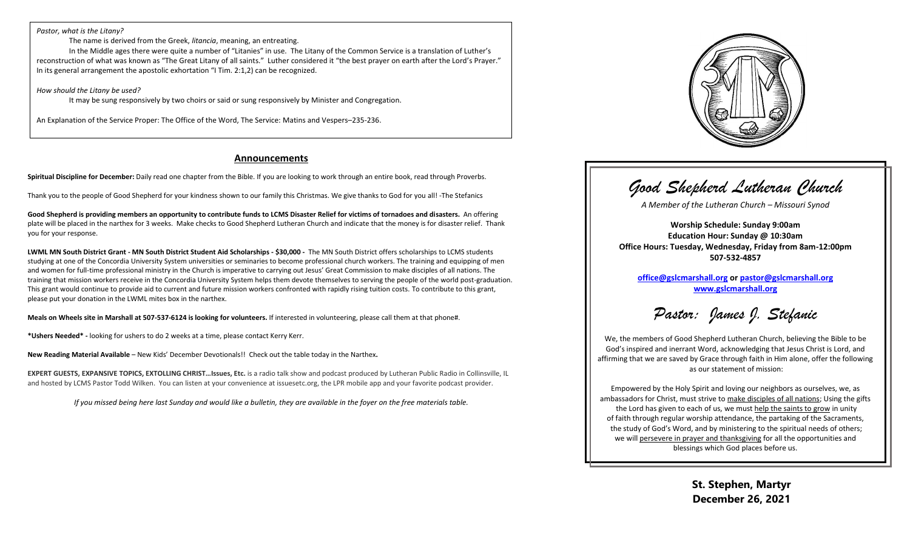*Pastor, what is the Litany?*

The name is derived from the Greek, *litancia*, meaning, an entreating.

In the Middle ages there were quite a number of "Litanies" in use. The Litany of the Common Service is a translation of Luther's reconstruction of what was known as "The Great Litany of all saints." Luther considered it "the best prayer on earth after the Lord's Prayer." In its general arrangement the apostolic exhortation "I Tim. 2:1,2) can be recognized.

*How should the Litany be used?*

It may be sung responsively by two choirs or said or sung responsively by Minister and Congregation.

An Explanation of the Service Proper: The Office of the Word, The Service: Matins and Vespers–235-236.

## Announcements

**Spiritual Discipline for December:** Daily read one chapter from the Bible. If you are looking to work through an entire book, read through Proverbs.

Thank you to the people of Good Shepherd for your kindness shown to our family this Christmas. We give thanks to God for you all! -The Stefanics

**Good Shepherd is providing members an opportunity to contribute funds to LCMS Disaster Relief for victims of tornadoes and disasters.** An offering plate will be placed in the narthex for 3 weeks. Make checks to Good Shepherd Lutheran Church and indicate that the money is for disaster relief. Thank you for your response.

**LWML MN South District Grant - MN South District Student Aid Scholarships - $30,000 -** The MN South District offers scholarships to LCMS students studying at one of the Concordia University System universities or seminaries to become professional church workers. The training and equipping of men and women for full-time professional ministry in the Church is imperative to carrying out Jesus' Great Commission to make disciples of all nations. The training that mission workers receive in the Concordia University System helps them devote themselves to serving the people of the world post-graduation. This grant would continue to provide aid to current and future mission workers confronted with rapidly rising tuition costs. To contribute to this grant, please put your donation in the LWML mites box in the narthex.

**Meals on Wheels site in Marshall at 507-537-6124 is looking for volunteers.** If interested in volunteering, please call them at that phone#.

**\*Ushers Needed\* -** looking for ushers to do 2 weeks at a time, please contact Kerry Kerr.

**New Reading Material Available** – New Kids' December Devotionals!! Check out the table today in the Narthex**.**

**EXPERT GUESTS, EXPANSIVE TOPICS, EXTOLLING CHRIST…Issues, Etc.** is a radio talk show and podcast produced by Lutheran Public Radio in Collinsville, IL and hosted by LCMS Pastor Todd Wilken. You can listen at your convenience at issuesetc.org, the LPR mobile app and your favorite podcast provider.

*If you missed being here last Sunday and would like a bulletin, they are available in the foyer on the free materials table.*

# *Good Shepherd Lutheran Church*

*A Member of the Lutheran Church – Missouri Synod*

**Worship Schedule: Sunday 9:00am**
**Education Hour: Sunday @ 10:30am**
**Office Hours: Tuesday, Wednesday, Friday from 8am-12:00pm**
**507-532-4857**

**office@gslcmarshall.org or pastor@gslcmarshall.org**
**www.gslcmarshall.org**

## *Pastor: James J. Stefanic*

We, the members of Good Shepherd Lutheran Church, believing the Bible to be God's inspired and inerrant Word, acknowledging that Jesus Christ is Lord, and affirming that we are saved by Grace through faith in Him alone, offer the following as our statement of mission:

Empowered by the Holy Spirit and loving our neighbors as ourselves, we, as ambassadors for Christ, must strive to make disciples of all nations; Using the gifts the Lord has given to each of us, we must help the saints to grow in unity of faith through regular worship attendance, the partaking of the Sacraments, the study of God's Word, and by ministering to the spiritual needs of others; we will persevere in prayer and thanksgiving for all the opportunities and blessings which God places before us.

**St. Stephen, Martyr**
**December 26, 2021**